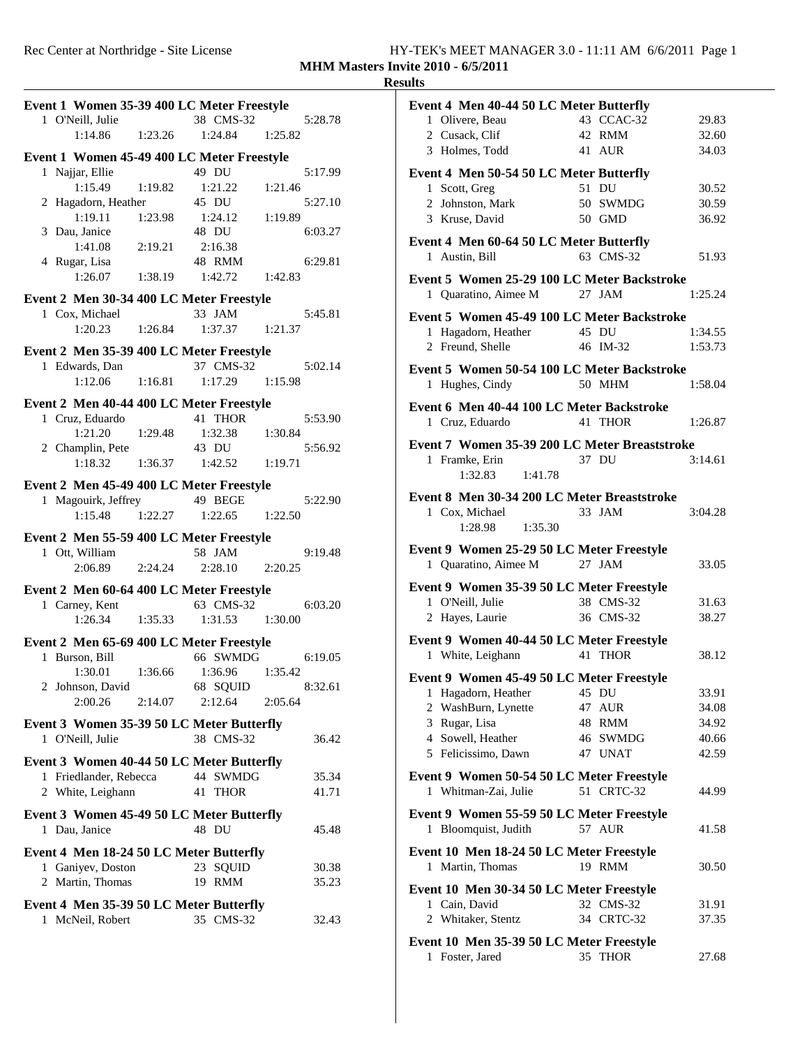**MHM Masters Invite 2010 - 6/5/2011**

**Results**

### Event 1 Women 35-39 400 LC Meter Freestyle

| | Name | Age | Team | Time |
|---|---|---|---|---|
| 1 | O'Neill, Julie | 38 | CMS-32 | 5:28.78 |
| | 1:14.86 | 1:23.26 | 1:24.84 | 1:25.82 |

### Event 1 Women 45-49 400 LC Meter Freestyle

| | Name | Age | Team | Time |
|---|---|---|---|---|
| 1 | Najjar, Ellie | 49 | DU | 5:17.99 |
| | 1:15.49 | 1:19.82 | 1:21.22 | 1:21.46 |
| 2 | Hagadorn, Heather | 45 | DU | 5:27.10 |
| | 1:19.11 | 1:23.98 | 1:24.12 | 1:19.89 |
| 3 | Dau, Janice | 48 | DU | 6:03.27 |
| | 1:41.08 | 2:19.21 | 2:16.38 | |
| 4 | Rugar, Lisa | 48 | RMM | 6:29.81 |
| | 1:26.07 | 1:38.19 | 1:42.72 | 1:42.83 |

### Event 2 Men 30-34 400 LC Meter Freestyle

| | Name | Age | Team | Time |
|---|---|---|---|---|
| 1 | Cox, Michael | 33 | JAM | 5:45.81 |
| | 1:20.23 | 1:26.84 | 1:37.37 | 1:21.37 |

### Event 2 Men 35-39 400 LC Meter Freestyle

| | Name | Age | Team | Time |
|---|---|---|---|---|
| 1 | Edwards, Dan | 37 | CMS-32 | 5:02.14 |
| | 1:12.06 | 1:16.81 | 1:17.29 | 1:15.98 |

### Event 2 Men 40-44 400 LC Meter Freestyle

| | Name | Age | Team | Time |
|---|---|---|---|---|
| 1 | Cruz, Eduardo | 41 | THOR | 5:53.90 |
| | 1:21.20 | 1:29.48 | 1:32.38 | 1:30.84 |
| 2 | Champlin, Pete | 43 | DU | 5:56.92 |
| | 1:18.32 | 1:36.37 | 1:42.52 | 1:19.71 |

### Event 2 Men 45-49 400 LC Meter Freestyle

| | Name | Age | Team | Time |
|---|---|---|---|---|
| 1 | Magouirk, Jeffrey | 49 | BEGE | 5:22.90 |
| | 1:15.48 | 1:22.27 | 1:22.65 | 1:22.50 |

### Event 2 Men 55-59 400 LC Meter Freestyle

| | Name | Age | Team | Time |
|---|---|---|---|---|
| 1 | Ott, William | 58 | JAM | 9:19.48 |
| | 2:06.89 | 2:24.24 | 2:28.10 | 2:20.25 |

### Event 2 Men 60-64 400 LC Meter Freestyle

| | Name | Age | Team | Time |
|---|---|---|---|---|
| 1 | Carney, Kent | 63 | CMS-32 | 6:03.20 |
| | 1:26.34 | 1:35.33 | 1:31.53 | 1:30.00 |

### Event 2 Men 65-69 400 LC Meter Freestyle

| | Name | Age | Team | Time |
|---|---|---|---|---|
| 1 | Burson, Bill | 66 | SWMDG | 6:19.05 |
| | 1:30.01 | 1:36.66 | 1:36.96 | 1:35.42 |
| 2 | Johnson, David | 68 | SQUID | 8:32.61 |
| | 2:00.26 | 2:14.07 | 2:12.64 | 2:05.64 |

### Event 3 Women 35-39 50 LC Meter Butterfly

| | Name | Age | Team | Time |
|---|---|---|---|---|
| 1 | O'Neill, Julie | 38 | CMS-32 | 36.42 |

### Event 3 Women 40-44 50 LC Meter Butterfly

| | Name | Age | Team | Time |
|---|---|---|---|---|
| 1 | Friedlander, Rebecca | 44 | SWMDG | 35.34 |
| 2 | White, Leighann | 41 | THOR | 41.71 |

### Event 3 Women 45-49 50 LC Meter Butterfly

| | Name | Age | Team | Time |
|---|---|---|---|---|
| 1 | Dau, Janice | 48 | DU | 45.48 |

### Event 4 Men 18-24 50 LC Meter Butterfly

| | Name | Age | Team | Time |
|---|---|---|---|---|
| 1 | Ganiyev, Doston | 23 | SQUID | 30.38 |
| 2 | Martin, Thomas | 19 | RMM | 35.23 |

### Event 4 Men 35-39 50 LC Meter Butterfly

| | Name | Age | Team | Time |
|---|---|---|---|---|
| 1 | McNeil, Robert | 35 | CMS-32 | 32.43 |

### Event 4 Men 40-44 50 LC Meter Butterfly

| | Name | Age | Team | Time |
|---|---|---|---|---|
| 1 | Olivere, Beau | 43 | CCAC-32 | 29.83 |
| 2 | Cusack, Clif | 42 | RMM | 32.60 |
| 3 | Holmes, Todd | 41 | AUR | 34.03 |

### Event 4 Men 50-54 50 LC Meter Butterfly

| | Name | Age | Team | Time |
|---|---|---|---|---|
| 1 | Scott, Greg | 51 | DU | 30.52 |
| 2 | Johnston, Mark | 50 | SWMDG | 30.59 |
| 3 | Kruse, David | 50 | GMD | 36.92 |

### Event 4 Men 60-64 50 LC Meter Butterfly

| | Name | Age | Team | Time |
|---|---|---|---|---|
| 1 | Austin, Bill | 63 | CMS-32 | 51.93 |

### Event 5 Women 25-29 100 LC Meter Backstroke

| | Name | Age | Team | Time |
|---|---|---|---|---|
| 1 | Quaratino, Aimee M | 27 | JAM | 1:25.24 |

### Event 5 Women 45-49 100 LC Meter Backstroke

| | Name | Age | Team | Time |
|---|---|---|---|---|
| 1 | Hagadorn, Heather | 45 | DU | 1:34.55 |
| 2 | Freund, Shelle | 46 | IM-32 | 1:53.73 |

### Event 5 Women 50-54 100 LC Meter Backstroke

| | Name | Age | Team | Time |
|---|---|---|---|---|
| 1 | Hughes, Cindy | 50 | MHM | 1:58.04 |

### Event 6 Men 40-44 100 LC Meter Backstroke

| | Name | Age | Team | Time |
|---|---|---|---|---|
| 1 | Cruz, Eduardo | 41 | THOR | 1:26.87 |

### Event 7 Women 35-39 200 LC Meter Breaststroke

| | Name | Age | Team | Time |
|---|---|---|---|---|
| 1 | Framke, Erin | 37 | DU | 3:14.61 |
| | 1:32.83 | 1:41.78 | | |

### Event 8 Men 30-34 200 LC Meter Breaststroke

| | Name | Age | Team | Time |
|---|---|---|---|---|
| 1 | Cox, Michael | 33 | JAM | 3:04.28 |
| | 1:28.98 | 1:35.30 | | |

### Event 9 Women 25-29 50 LC Meter Freestyle

| | Name | Age | Team | Time |
|---|---|---|---|---|
| 1 | Quaratino, Aimee M | 27 | JAM | 33.05 |

### Event 9 Women 35-39 50 LC Meter Freestyle

| | Name | Age | Team | Time |
|---|---|---|---|---|
| 1 | O'Neill, Julie | 38 | CMS-32 | 31.63 |
| 2 | Hayes, Laurie | 36 | CMS-32 | 38.27 |

### Event 9 Women 40-44 50 LC Meter Freestyle

| | Name | Age | Team | Time |
|---|---|---|---|---|
| 1 | White, Leighann | 41 | THOR | 38.12 |

### Event 9 Women 45-49 50 LC Meter Freestyle

| | Name | Age | Team | Time |
|---|---|---|---|---|
| 1 | Hagadorn, Heather | 45 | DU | 33.91 |
| 2 | WashBurn, Lynette | 47 | AUR | 34.08 |
| 3 | Rugar, Lisa | 48 | RMM | 34.92 |
| 4 | Sowell, Heather | 46 | SWMDG | 40.66 |
| 5 | Felicissimo, Dawn | 47 | UNAT | 42.59 |

### Event 9 Women 50-54 50 LC Meter Freestyle

| | Name | Age | Team | Time |
|---|---|---|---|---|
| 1 | Whitman-Zai, Julie | 51 | CRTC-32 | 44.99 |

### Event 9 Women 55-59 50 LC Meter Freestyle

| | Name | Age | Team | Time |
|---|---|---|---|---|
| 1 | Bloomquist, Judith | 57 | AUR | 41.58 |

### Event 10 Men 18-24 50 LC Meter Freestyle

| | Name | Age | Team | Time |
|---|---|---|---|---|
| 1 | Martin, Thomas | 19 | RMM | 30.50 |

### Event 10 Men 30-34 50 LC Meter Freestyle

| | Name | Age | Team | Time |
|---|---|---|---|---|
| 1 | Cain, David | 32 | CMS-32 | 31.91 |
| 2 | Whitaker, Stentz | 34 | CRTC-32 | 37.35 |

### Event 10 Men 35-39 50 LC Meter Freestyle

| | Name | Age | Team | Time |
|---|---|---|---|---|
| 1 | Foster, Jared | 35 | THOR | 27.68 |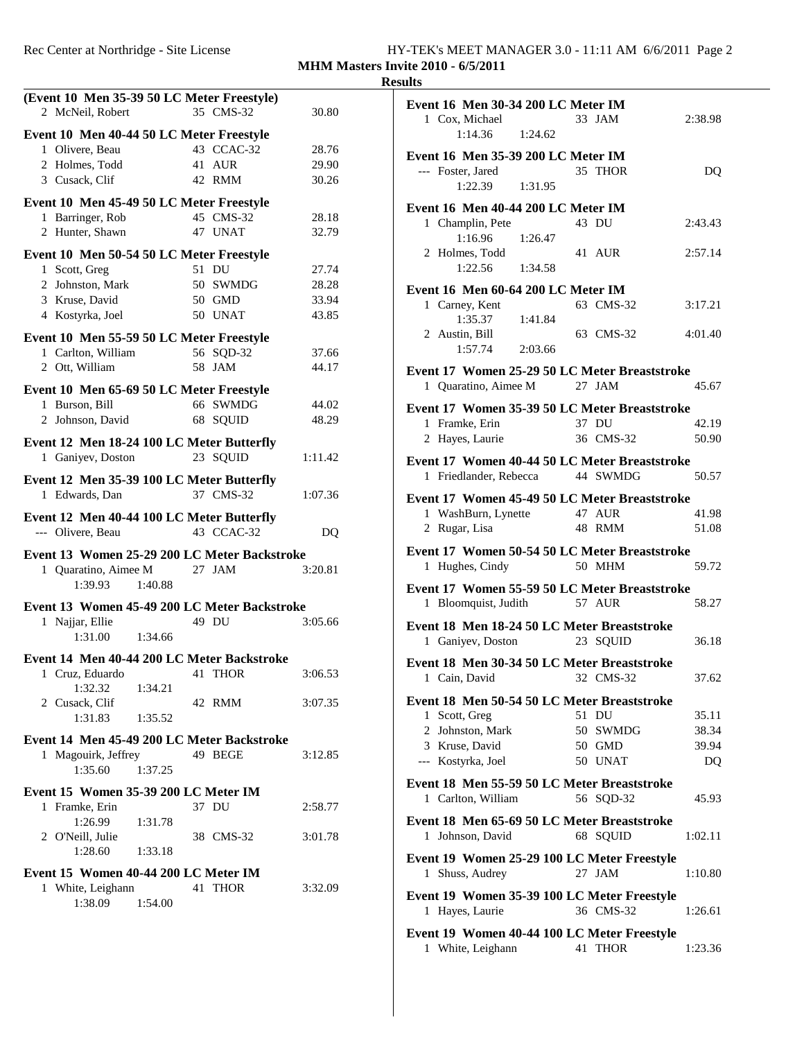**MHM Masters Invite 2010 - 6/5/2011**

**Results**

**(Event 10 Men 35-39 50 LC Meter Freestyle)**

| | Name | Age | Team | Time |
|---|---|---|---|---|
| 2 | McNeil, Robert | 35 | CMS-32 | 30.80 |

**Event 10 Men 40-44 50 LC Meter Freestyle**

| | Name | Age | Team | Time |
|---|---|---|---|---|
| 1 | Olivere, Beau | 43 | CCAC-32 | 28.76 |
| 2 | Holmes, Todd | 41 | AUR | 29.90 |
| 3 | Cusack, Clif | 42 | RMM | 30.26 |

**Event 10 Men 45-49 50 LC Meter Freestyle**

| | Name | Age | Team | Time |
|---|---|---|---|---|
| 1 | Barringer, Rob | 45 | CMS-32 | 28.18 |
| 2 | Hunter, Shawn | 47 | UNAT | 32.79 |

**Event 10 Men 50-54 50 LC Meter Freestyle**

| | Name | Age | Team | Time |
|---|---|---|---|---|
| 1 | Scott, Greg | 51 | DU | 27.74 |
| 2 | Johnston, Mark | 50 | SWMDG | 28.28 |
| 3 | Kruse, David | 50 | GMD | 33.94 |
| 4 | Kostyrka, Joel | 50 | UNAT | 43.85 |

**Event 10 Men 55-59 50 LC Meter Freestyle**

| | Name | Age | Team | Time |
|---|---|---|---|---|
| 1 | Carlton, William | 56 | SQD-32 | 37.66 |
| 2 | Ott, William | 58 | JAM | 44.17 |

**Event 10 Men 65-69 50 LC Meter Freestyle**

| | Name | Age | Team | Time |
|---|---|---|---|---|
| 1 | Burson, Bill | 66 | SWMDG | 44.02 |
| 2 | Johnson, David | 68 | SQUID | 48.29 |

**Event 12 Men 18-24 100 LC Meter Butterfly**

| | Name | Age | Team | Time |
|---|---|---|---|---|
| 1 | Ganiyev, Doston | 23 | SQUID | 1:11.42 |

**Event 12 Men 35-39 100 LC Meter Butterfly**

| | Name | Age | Team | Time |
|---|---|---|---|---|
| 1 | Edwards, Dan | 37 | CMS-32 | 1:07.36 |

**Event 12 Men 40-44 100 LC Meter Butterfly**

| | Name | Age | Team | Time |
|---|---|---|---|---|
| --- | Olivere, Beau | 43 | CCAC-32 | DQ |

**Event 13 Women 25-29 200 LC Meter Backstroke**

| | Name | Age | Team | Time |
|---|---|---|---|---|
| 1 | Quaratino, Aimee M | 27 | JAM | 3:20.81 |
| | 1:39.93 1:40.88 | | | |

**Event 13 Women 45-49 200 LC Meter Backstroke**

| | Name | Age | Team | Time |
|---|---|---|---|---|
| 1 | Najjar, Ellie | 49 | DU | 3:05.66 |
| | 1:31.00 1:34.66 | | | |

**Event 14 Men 40-44 200 LC Meter Backstroke**

| | Name | Age | Team | Time |
|---|---|---|---|---|
| 1 | Cruz, Eduardo | 41 | THOR | 3:06.53 |
| | 1:32.32 1:34.21 | | | |
| 2 | Cusack, Clif | 42 | RMM | 3:07.35 |
| | 1:31.83 1:35.52 | | | |

**Event 14 Men 45-49 200 LC Meter Backstroke**

| | Name | Age | Team | Time |
|---|---|---|---|---|
| 1 | Magouirk, Jeffrey | 49 | BEGE | 3:12.85 |
| | 1:35.60 1:37.25 | | | |

**Event 15 Women 35-39 200 LC Meter IM**

| | Name | Age | Team | Time |
|---|---|---|---|---|
| 1 | Framke, Erin | 37 | DU | 2:58.77 |
| | 1:26.99 1:31.78 | | | |
| 2 | O'Neill, Julie | 38 | CMS-32 | 3:01.78 |
| | 1:28.60 1:33.18 | | | |

**Event 15 Women 40-44 200 LC Meter IM**

| | Name | Age | Team | Time |
|---|---|---|---|---|
| 1 | White, Leighann | 41 | THOR | 3:32.09 |
| | 1:38.09 1:54.00 | | | |

**Event 16 Men 30-34 200 LC Meter IM**

| | Name | Age | Team | Time |
|---|---|---|---|---|
| 1 | Cox, Michael | 33 | JAM | 2:38.98 |
| | 1:14.36 1:24.62 | | | |

**Event 16 Men 35-39 200 LC Meter IM**

| | Name | Age | Team | Time |
|---|---|---|---|---|
| --- | Foster, Jared | 35 | THOR | DQ |
| | 1:22.39 1:31.95 | | | |

**Event 16 Men 40-44 200 LC Meter IM**

| | Name | Age | Team | Time |
|---|---|---|---|---|
| 1 | Champlin, Pete | 43 | DU | 2:43.43 |
| | 1:16.96 1:26.47 | | | |
| 2 | Holmes, Todd | 41 | AUR | 2:57.14 |
| | 1:22.56 1:34.58 | | | |

**Event 16 Men 60-64 200 LC Meter IM**

| | Name | Age | Team | Time |
|---|---|---|---|---|
| 1 | Carney, Kent | 63 | CMS-32 | 3:17.21 |
| | 1:35.37 1:41.84 | | | |
| 2 | Austin, Bill | 63 | CMS-32 | 4:01.40 |
| | 1:57.74 2:03.66 | | | |

**Event 17 Women 25-29 50 LC Meter Breaststroke**

| | Name | Age | Team | Time |
|---|---|---|---|---|
| 1 | Quaratino, Aimee M | 27 | JAM | 45.67 |

**Event 17 Women 35-39 50 LC Meter Breaststroke**

| | Name | Age | Team | Time |
|---|---|---|---|---|
| 1 | Framke, Erin | 37 | DU | 42.19 |
| 2 | Hayes, Laurie | 36 | CMS-32 | 50.90 |

**Event 17 Women 40-44 50 LC Meter Breaststroke**

| | Name | Age | Team | Time |
|---|---|---|---|---|
| 1 | Friedlander, Rebecca | 44 | SWMDG | 50.57 |

**Event 17 Women 45-49 50 LC Meter Breaststroke**

| | Name | Age | Team | Time |
|---|---|---|---|---|
| 1 | WashBurn, Lynette | 47 | AUR | 41.98 |
| 2 | Rugar, Lisa | 48 | RMM | 51.08 |

**Event 17 Women 50-54 50 LC Meter Breaststroke**

| | Name | Age | Team | Time |
|---|---|---|---|---|
| 1 | Hughes, Cindy | 50 | MHM | 59.72 |

**Event 17 Women 55-59 50 LC Meter Breaststroke**

| | Name | Age | Team | Time |
|---|---|---|---|---|
| 1 | Bloomquist, Judith | 57 | AUR | 58.27 |

**Event 18 Men 18-24 50 LC Meter Breaststroke**

| | Name | Age | Team | Time |
|---|---|---|---|---|
| 1 | Ganiyev, Doston | 23 | SQUID | 36.18 |

**Event 18 Men 30-34 50 LC Meter Breaststroke**

| | Name | Age | Team | Time |
|---|---|---|---|---|
| 1 | Cain, David | 32 | CMS-32 | 37.62 |

**Event 18 Men 50-54 50 LC Meter Breaststroke**

| | Name | Age | Team | Time |
|---|---|---|---|---|
| 1 | Scott, Greg | 51 | DU | 35.11 |
| 2 | Johnston, Mark | 50 | SWMDG | 38.34 |
| 3 | Kruse, David | 50 | GMD | 39.94 |
| --- | Kostyrka, Joel | 50 | UNAT | DQ |

**Event 18 Men 55-59 50 LC Meter Breaststroke**

| | Name | Age | Team | Time |
|---|---|---|---|---|
| 1 | Carlton, William | 56 | SQD-32 | 45.93 |

**Event 18 Men 65-69 50 LC Meter Breaststroke**

| | Name | Age | Team | Time |
|---|---|---|---|---|
| 1 | Johnson, David | 68 | SQUID | 1:02.11 |

**Event 19 Women 25-29 100 LC Meter Freestyle**

| | Name | Age | Team | Time |
|---|---|---|---|---|
| 1 | Shuss, Audrey | 27 | JAM | 1:10.80 |

**Event 19 Women 35-39 100 LC Meter Freestyle**

| | Name | Age | Team | Time |
|---|---|---|---|---|
| 1 | Hayes, Laurie | 36 | CMS-32 | 1:26.61 |

**Event 19 Women 40-44 100 LC Meter Freestyle**

| | Name | Age | Team | Time |
|---|---|---|---|---|
| 1 | White, Leighann | 41 | THOR | 1:23.36 |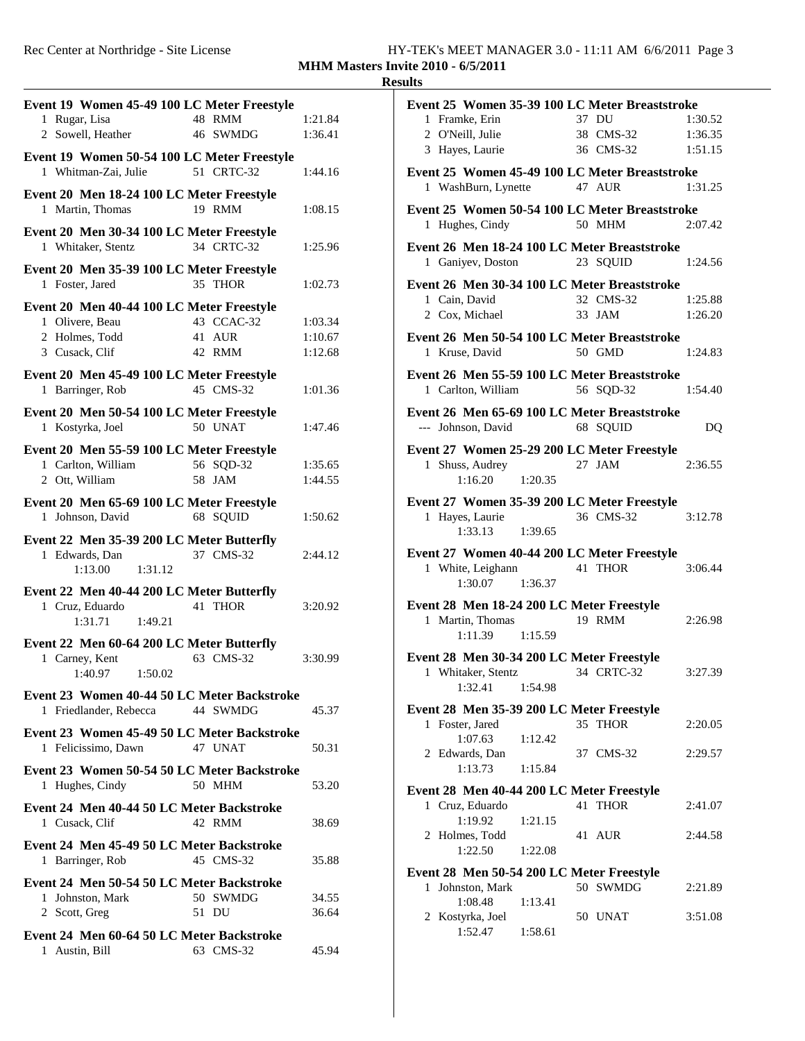**MHM Masters Invite 2010 - 6/5/2011**

**Results**

### Event 19 Women 45-49 100 LC Meter Freestyle

| | Name | Age | Team | Time |
|---|---|---|---|---|
| 1 | Rugar, Lisa | 48 | RMM | 1:21.84 |
| 2 | Sowell, Heather | 46 | SWMDG | 1:36.41 |

### Event 19 Women 50-54 100 LC Meter Freestyle

| | Name | Age | Team | Time |
|---|---|---|---|---|
| 1 | Whitman-Zai, Julie | 51 | CRTC-32 | 1:44.16 |

### Event 20 Men 18-24 100 LC Meter Freestyle

| | Name | Age | Team | Time |
|---|---|---|---|---|
| 1 | Martin, Thomas | 19 | RMM | 1:08.15 |

### Event 20 Men 30-34 100 LC Meter Freestyle

| | Name | Age | Team | Time |
|---|---|---|---|---|
| 1 | Whitaker, Stentz | 34 | CRTC-32 | 1:25.96 |

### Event 20 Men 35-39 100 LC Meter Freestyle

| | Name | Age | Team | Time |
|---|---|---|---|---|
| 1 | Foster, Jared | 35 | THOR | 1:02.73 |

### Event 20 Men 40-44 100 LC Meter Freestyle

| | Name | Age | Team | Time |
|---|---|---|---|---|
| 1 | Olivere, Beau | 43 | CCAC-32 | 1:03.34 |
| 2 | Holmes, Todd | 41 | AUR | 1:10.67 |
| 3 | Cusack, Clif | 42 | RMM | 1:12.68 |

### Event 20 Men 45-49 100 LC Meter Freestyle

| | Name | Age | Team | Time |
|---|---|---|---|---|
| 1 | Barringer, Rob | 45 | CMS-32 | 1:01.36 |

### Event 20 Men 50-54 100 LC Meter Freestyle

| | Name | Age | Team | Time |
|---|---|---|---|---|
| 1 | Kostyrka, Joel | 50 | UNAT | 1:47.46 |

### Event 20 Men 55-59 100 LC Meter Freestyle

| | Name | Age | Team | Time |
|---|---|---|---|---|
| 1 | Carlton, William | 56 | SQD-32 | 1:35.65 |
| 2 | Ott, William | 58 | JAM | 1:44.55 |

### Event 20 Men 65-69 100 LC Meter Freestyle

| | Name | Age | Team | Time |
|---|---|---|---|---|
| 1 | Johnson, David | 68 | SQUID | 1:50.62 |

### Event 22 Men 35-39 200 LC Meter Butterfly

| | Name | Age | Team | Time |
|---|---|---|---|---|
| 1 | Edwards, Dan | 37 | CMS-32 | 2:44.12 |
| | 1:13.00 1:31.12 | | | |

### Event 22 Men 40-44 200 LC Meter Butterfly

| | Name | Age | Team | Time |
|---|---|---|---|---|
| 1 | Cruz, Eduardo | 41 | THOR | 3:20.92 |
| | 1:31.71 1:49.21 | | | |

### Event 22 Men 60-64 200 LC Meter Butterfly

| | Name | Age | Team | Time |
|---|---|---|---|---|
| 1 | Carney, Kent | 63 | CMS-32 | 3:30.99 |
| | 1:40.97 1:50.02 | | | |

### Event 23 Women 40-44 50 LC Meter Backstroke

| | Name | Age | Team | Time |
|---|---|---|---|---|
| 1 | Friedlander, Rebecca | 44 | SWMDG | 45.37 |

### Event 23 Women 45-49 50 LC Meter Backstroke

| | Name | Age | Team | Time |
|---|---|---|---|---|
| 1 | Felicissimo, Dawn | 47 | UNAT | 50.31 |

### Event 23 Women 50-54 50 LC Meter Backstroke

| | Name | Age | Team | Time |
|---|---|---|---|---|
| 1 | Hughes, Cindy | 50 | MHM | 53.20 |

### Event 24 Men 40-44 50 LC Meter Backstroke

| | Name | Age | Team | Time |
|---|---|---|---|---|
| 1 | Cusack, Clif | 42 | RMM | 38.69 |

### Event 24 Men 45-49 50 LC Meter Backstroke

| | Name | Age | Team | Time |
|---|---|---|---|---|
| 1 | Barringer, Rob | 45 | CMS-32 | 35.88 |

### Event 24 Men 50-54 50 LC Meter Backstroke

| | Name | Age | Team | Time |
|---|---|---|---|---|
| 1 | Johnston, Mark | 50 | SWMDG | 34.55 |
| 2 | Scott, Greg | 51 | DU | 36.64 |

### Event 24 Men 60-64 50 LC Meter Backstroke

| | Name | Age | Team | Time |
|---|---|---|---|---|
| 1 | Austin, Bill | 63 | CMS-32 | 45.94 |

### Event 25 Women 35-39 100 LC Meter Breaststroke

| | Name | Age | Team | Time |
|---|---|---|---|---|
| 1 | Framke, Erin | 37 | DU | 1:30.52 |
| 2 | O'Neill, Julie | 38 | CMS-32 | 1:36.35 |
| 3 | Hayes, Laurie | 36 | CMS-32 | 1:51.15 |

### Event 25 Women 45-49 100 LC Meter Breaststroke

| | Name | Age | Team | Time |
|---|---|---|---|---|
| 1 | WashBurn, Lynette | 47 | AUR | 1:31.25 |

### Event 25 Women 50-54 100 LC Meter Breaststroke

| | Name | Age | Team | Time |
|---|---|---|---|---|
| 1 | Hughes, Cindy | 50 | MHM | 2:07.42 |

### Event 26 Men 18-24 100 LC Meter Breaststroke

| | Name | Age | Team | Time |
|---|---|---|---|---|
| 1 | Ganiyev, Doston | 23 | SQUID | 1:24.56 |

### Event 26 Men 30-34 100 LC Meter Breaststroke

| | Name | Age | Team | Time |
|---|---|---|---|---|
| 1 | Cain, David | 32 | CMS-32 | 1:25.88 |
| 2 | Cox, Michael | 33 | JAM | 1:26.20 |

### Event 26 Men 50-54 100 LC Meter Breaststroke

| | Name | Age | Team | Time |
|---|---|---|---|---|
| 1 | Kruse, David | 50 | GMD | 1:24.83 |

### Event 26 Men 55-59 100 LC Meter Breaststroke

| | Name | Age | Team | Time |
|---|---|---|---|---|
| 1 | Carlton, William | 56 | SQD-32 | 1:54.40 |

### Event 26 Men 65-69 100 LC Meter Breaststroke

| | Name | Age | Team | Time |
|---|---|---|---|---|
| --- | Johnson, David | 68 | SQUID | DQ |

### Event 27 Women 25-29 200 LC Meter Freestyle

| | Name | Age | Team | Time |
|---|---|---|---|---|
| 1 | Shuss, Audrey | 27 | JAM | 2:36.55 |
| | 1:16.20 1:20.35 | | | |

### Event 27 Women 35-39 200 LC Meter Freestyle

| | Name | Age | Team | Time |
|---|---|---|---|---|
| 1 | Hayes, Laurie | 36 | CMS-32 | 3:12.78 |
| | 1:33.13 1:39.65 | | | |

### Event 27 Women 40-44 200 LC Meter Freestyle

| | Name | Age | Team | Time |
|---|---|---|---|---|
| 1 | White, Leighann | 41 | THOR | 3:06.44 |
| | 1:30.07 1:36.37 | | | |

### Event 28 Men 18-24 200 LC Meter Freestyle

| | Name | Age | Team | Time |
|---|---|---|---|---|
| 1 | Martin, Thomas | 19 | RMM | 2:26.98 |
| | 1:11.39 1:15.59 | | | |

### Event 28 Men 30-34 200 LC Meter Freestyle

| | Name | Age | Team | Time |
|---|---|---|---|---|
| 1 | Whitaker, Stentz | 34 | CRTC-32 | 3:27.39 |
| | 1:32.41 1:54.98 | | | |

### Event 28 Men 35-39 200 LC Meter Freestyle

| | Name | Age | Team | Time |
|---|---|---|---|---|
| 1 | Foster, Jared | 35 | THOR | 2:20.05 |
| | 1:07.63 1:12.42 | | | |
| 2 | Edwards, Dan | 37 | CMS-32 | 2:29.57 |
| | 1:13.73 1:15.84 | | | |

### Event 28 Men 40-44 200 LC Meter Freestyle

| | Name | Age | Team | Time |
|---|---|---|---|---|
| 1 | Cruz, Eduardo | 41 | THOR | 2:41.07 |
| | 1:19.92 1:21.15 | | | |
| 2 | Holmes, Todd | 41 | AUR | 2:44.58 |
| | 1:22.50 1:22.08 | | | |

### Event 28 Men 50-54 200 LC Meter Freestyle

| | Name | Age | Team | Time |
|---|---|---|---|---|
| 1 | Johnston, Mark | 50 | SWMDG | 2:21.89 |
| | 1:08.48 1:13.41 | | | |
| 2 | Kostyrka, Joel | 50 | UNAT | 3:51.08 |
| | 1:52.47 1:58.61 | | | |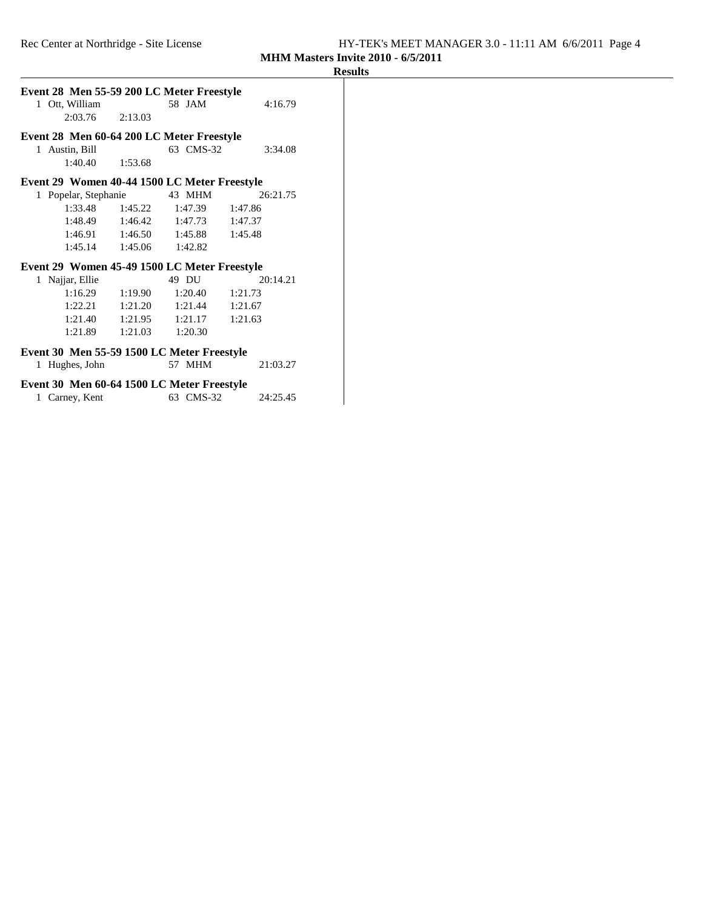MHM Masters Invite 2010 - 6/5/2011

**Results**

**Event 28 Men 55-59 200 LC Meter Freestyle**

| | | | |
|---|---|---|---|
| 1 Ott, William | 58 | JAM | 4:16.79 |

2:03.76 2:13.03

**Event 28 Men 60-64 200 LC Meter Freestyle**

| | | | |
|---|---|---|---|
| 1 Austin, Bill | 63 | CMS-32 | 3:34.08 |

1:40.40 1:53.68

**Event 29 Women 40-44 1500 LC Meter Freestyle**

| | | | |
|---|---|---|---|
| 1 Popelar, Stephanie | 43 | MHM | 26:21.75 |

| | | | |
|---|---|---|---|
| 1:33.48 | 1:45.22 | 1:47.39 | 1:47.86 |
| 1:48.49 | 1:46.42 | 1:47.73 | 1:47.37 |
| 1:46.91 | 1:46.50 | 1:45.88 | 1:45.48 |
| 1:45.14 | 1:45.06 | 1:42.82 | |

**Event 29 Women 45-49 1500 LC Meter Freestyle**

| | | | |
|---|---|---|---|
| 1 Najjar, Ellie | 49 | DU | 20:14.21 |

| | | | |
|---|---|---|---|
| 1:16.29 | 1:19.90 | 1:20.40 | 1:21.73 |
| 1:22.21 | 1:21.20 | 1:21.44 | 1:21.67 |
| 1:21.40 | 1:21.95 | 1:21.17 | 1:21.63 |
| 1:21.89 | 1:21.03 | 1:20.30 | |

**Event 30 Men 55-59 1500 LC Meter Freestyle**

| | | | |
|---|---|---|---|
| 1 Hughes, John | 57 | MHM | 21:03.27 |

**Event 30 Men 60-64 1500 LC Meter Freestyle**

| | | | |
|---|---|---|---|
| 1 Carney, Kent | 63 | CMS-32 | 24:25.45 |